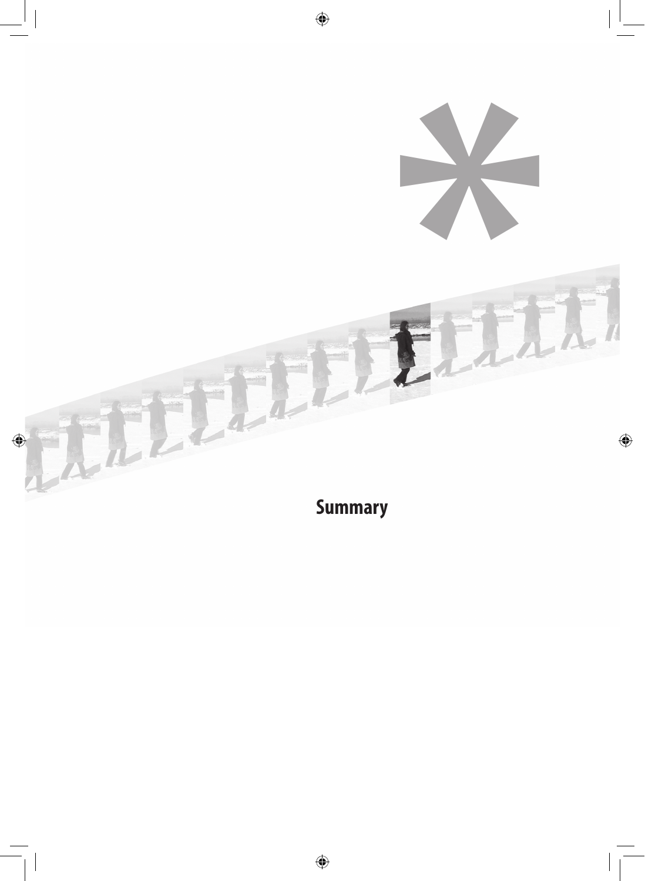# Summary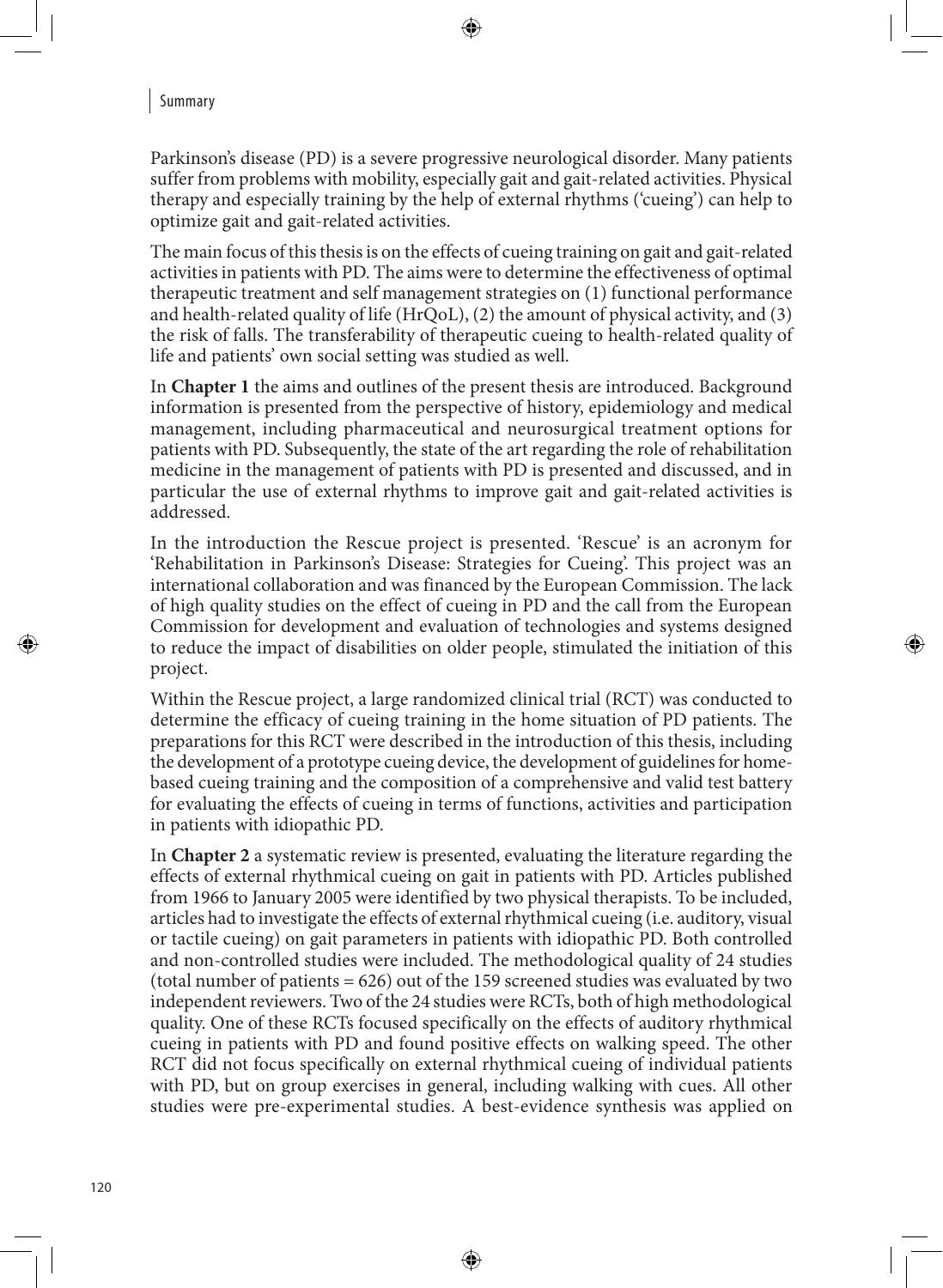# Summary

Parkinson's disease (PD) is a severe progressive neurological disorder. Many patients suffer from problems with mobility, especially gait and gait-related activities. Physical therapy and especially training by the help of external rhythms ('cueing') can help to optimize gait and gait-related activities.

The main focus of this thesis is on the effects of cueing training on gait and gait-related activities in patients with PD. The aims were to determine the effectiveness of optimal therapeutic treatment and self management strategies on (1) functional performance and health-related quality of life (HrQoL), (2) the amount of physical activity, and (3) the risk of falls. The transferability of therapeutic cueing to health-related quality of life and patients' own social setting was studied as well.

In **Chapter 1** the aims and outlines of the present thesis are introduced. Background information is presented from the perspective of history, epidemiology and medical management, including pharmaceutical and neurosurgical treatment options for patients with PD. Subsequently, the state of the art regarding the role of rehabilitation medicine in the management of patients with PD is presented and discussed, and in particular the use of external rhythms to improve gait and gait-related activities is addressed.

In the introduction the Rescue project is presented. 'Rescue' is an acronym for 'Rehabilitation in Parkinson's Disease: Strategies for Cueing'. This project was an international collaboration and was financed by the European Commission. The lack of high quality studies on the effect of cueing in PD and the call from the European Commission for development and evaluation of technologies and systems designed to reduce the impact of disabilities on older people, stimulated the initiation of this project.

Within the Rescue project, a large randomized clinical trial (RCT) was conducted to determine the efficacy of cueing training in the home situation of PD patients. The preparations for this RCT were described in the introduction of this thesis, including the development of a prototype cueing device, the development of guidelines for home-based cueing training and the composition of a comprehensive and valid test battery for evaluating the effects of cueing in terms of functions, activities and participation in patients with idiopathic PD.

In **Chapter 2** a systematic review is presented, evaluating the literature regarding the effects of external rhythmical cueing on gait in patients with PD. Articles published from 1966 to January 2005 were identified by two physical therapists. To be included, articles had to investigate the effects of external rhythmical cueing (i.e. auditory, visual or tactile cueing) on gait parameters in patients with idiopathic PD. Both controlled and non-controlled studies were included. The methodological quality of 24 studies (total number of patients = 626) out of the 159 screened studies was evaluated by two independent reviewers. Two of the 24 studies were RCTs, both of high methodological quality. One of these RCTs focused specifically on the effects of auditory rhythmical cueing in patients with PD and found positive effects on walking speed. The other RCT did not focus specifically on external rhythmical cueing of individual patients with PD, but on group exercises in general, including walking with cues. All other studies were pre-experimental studies. A best-evidence synthesis was applied on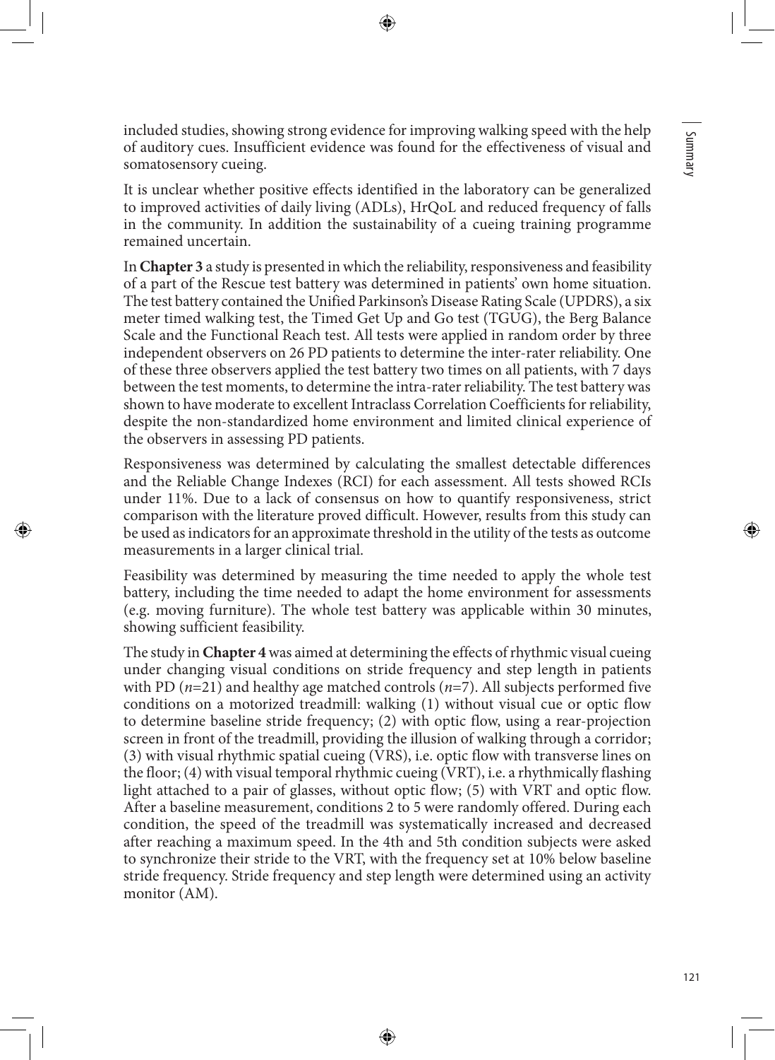included studies, showing strong evidence for improving walking speed with the help of auditory cues. Insufficient evidence was found for the effectiveness of visual and somatosensory cueing.

It is unclear whether positive effects identified in the laboratory can be generalized to improved activities of daily living (ADLs), HrQoL and reduced frequency of falls in the community. In addition the sustainability of a cueing training programme remained uncertain.

In **Chapter 3** a study is presented in which the reliability, responsiveness and feasibility of a part of the Rescue test battery was determined in patients' own home situation. The test battery contained the Unified Parkinson's Disease Rating Scale (UPDRS), a six meter timed walking test, the Timed Get Up and Go test (TGUG), the Berg Balance Scale and the Functional Reach test. All tests were applied in random order by three independent observers on 26 PD patients to determine the inter-rater reliability. One of these three observers applied the test battery two times on all patients, with 7 days between the test moments, to determine the intra-rater reliability. The test battery was shown to have moderate to excellent Intraclass Correlation Coefficients for reliability, despite the non-standardized home environment and limited clinical experience of the observers in assessing PD patients.

Responsiveness was determined by calculating the smallest detectable differences and the Reliable Change Indexes (RCI) for each assessment. All tests showed RCIs under 11%. Due to a lack of consensus on how to quantify responsiveness, strict comparison with the literature proved difficult. However, results from this study can be used as indicators for an approximate threshold in the utility of the tests as outcome measurements in a larger clinical trial.

Feasibility was determined by measuring the time needed to apply the whole test battery, including the time needed to adapt the home environment for assessments (e.g. moving furniture). The whole test battery was applicable within 30 minutes, showing sufficient feasibility.

The study in **Chapter 4** was aimed at determining the effects of rhythmic visual cueing under changing visual conditions on stride frequency and step length in patients with PD (*n*=21) and healthy age matched controls (*n*=7). All subjects performed five conditions on a motorized treadmill: walking (1) without visual cue or optic flow to determine baseline stride frequency; (2) with optic flow, using a rear-projection screen in front of the treadmill, providing the illusion of walking through a corridor; (3) with visual rhythmic spatial cueing (VRS), i.e. optic flow with transverse lines on the floor; (4) with visual temporal rhythmic cueing (VRT), i.e. a rhythmically flashing light attached to a pair of glasses, without optic flow; (5) with VRT and optic flow. After a baseline measurement, conditions 2 to 5 were randomly offered. During each condition, the speed of the treadmill was systematically increased and decreased after reaching a maximum speed. In the 4th and 5th condition subjects were asked to synchronize their stride to the VRT, with the frequency set at 10% below baseline stride frequency. Stride frequency and step length were determined using an activity monitor (AM).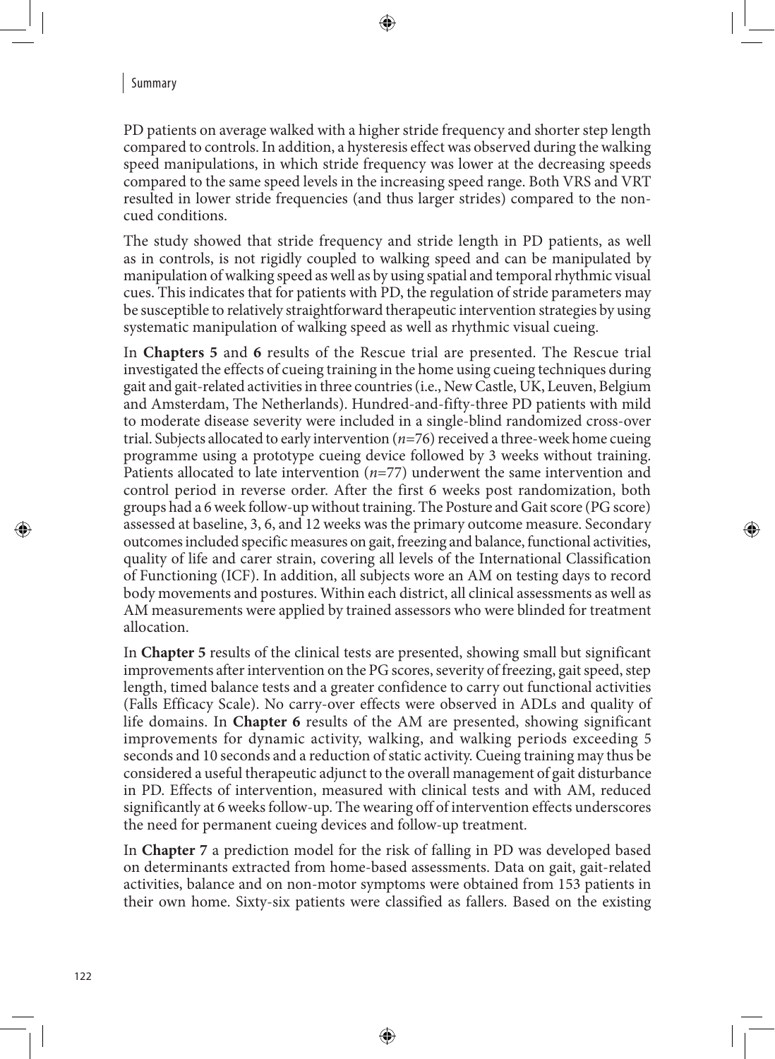PD patients on average walked with a higher stride frequency and shorter step length compared to controls. In addition, a hysteresis effect was observed during the walking speed manipulations, in which stride frequency was lower at the decreasing speeds compared to the same speed levels in the increasing speed range. Both VRS and VRT resulted in lower stride frequencies (and thus larger strides) compared to the non-cued conditions.

The study showed that stride frequency and stride length in PD patients, as well as in controls, is not rigidly coupled to walking speed and can be manipulated by manipulation of walking speed as well as by using spatial and temporal rhythmic visual cues. This indicates that for patients with PD, the regulation of stride parameters may be susceptible to relatively straightforward therapeutic intervention strategies by using systematic manipulation of walking speed as well as rhythmic visual cueing.

In **Chapters 5** and **6** results of the Rescue trial are presented. The Rescue trial investigated the effects of cueing training in the home using cueing techniques during gait and gait-related activities in three countries (i.e., New Castle, UK, Leuven, Belgium and Amsterdam, The Netherlands). Hundred-and-fifty-three PD patients with mild to moderate disease severity were included in a single-blind randomized cross-over trial. Subjects allocated to early intervention (*n*=76) received a three-week home cueing programme using a prototype cueing device followed by 3 weeks without training. Patients allocated to late intervention (*n*=77) underwent the same intervention and control period in reverse order. After the first 6 weeks post randomization, both groups had a 6 week follow-up without training. The Posture and Gait score (PG score) assessed at baseline, 3, 6, and 12 weeks was the primary outcome measure. Secondary outcomes included specific measures on gait, freezing and balance, functional activities, quality of life and carer strain, covering all levels of the International Classification of Functioning (ICF). In addition, all subjects wore an AM on testing days to record body movements and postures. Within each district, all clinical assessments as well as AM measurements were applied by trained assessors who were blinded for treatment allocation.

In **Chapter 5** results of the clinical tests are presented, showing small but significant improvements after intervention on the PG scores, severity of freezing, gait speed, step length, timed balance tests and a greater confidence to carry out functional activities (Falls Efficacy Scale). No carry-over effects were observed in ADLs and quality of life domains. In **Chapter 6** results of the AM are presented, showing significant improvements for dynamic activity, walking, and walking periods exceeding 5 seconds and 10 seconds and a reduction of static activity. Cueing training may thus be considered a useful therapeutic adjunct to the overall management of gait disturbance in PD. Effects of intervention, measured with clinical tests and with AM, reduced significantly at 6 weeks follow-up. The wearing off of intervention effects underscores the need for permanent cueing devices and follow-up treatment.

In **Chapter 7** a prediction model for the risk of falling in PD was developed based on determinants extracted from home-based assessments. Data on gait, gait-related activities, balance and on non-motor symptoms were obtained from 153 patients in their own home. Sixty-six patients were classified as fallers. Based on the existing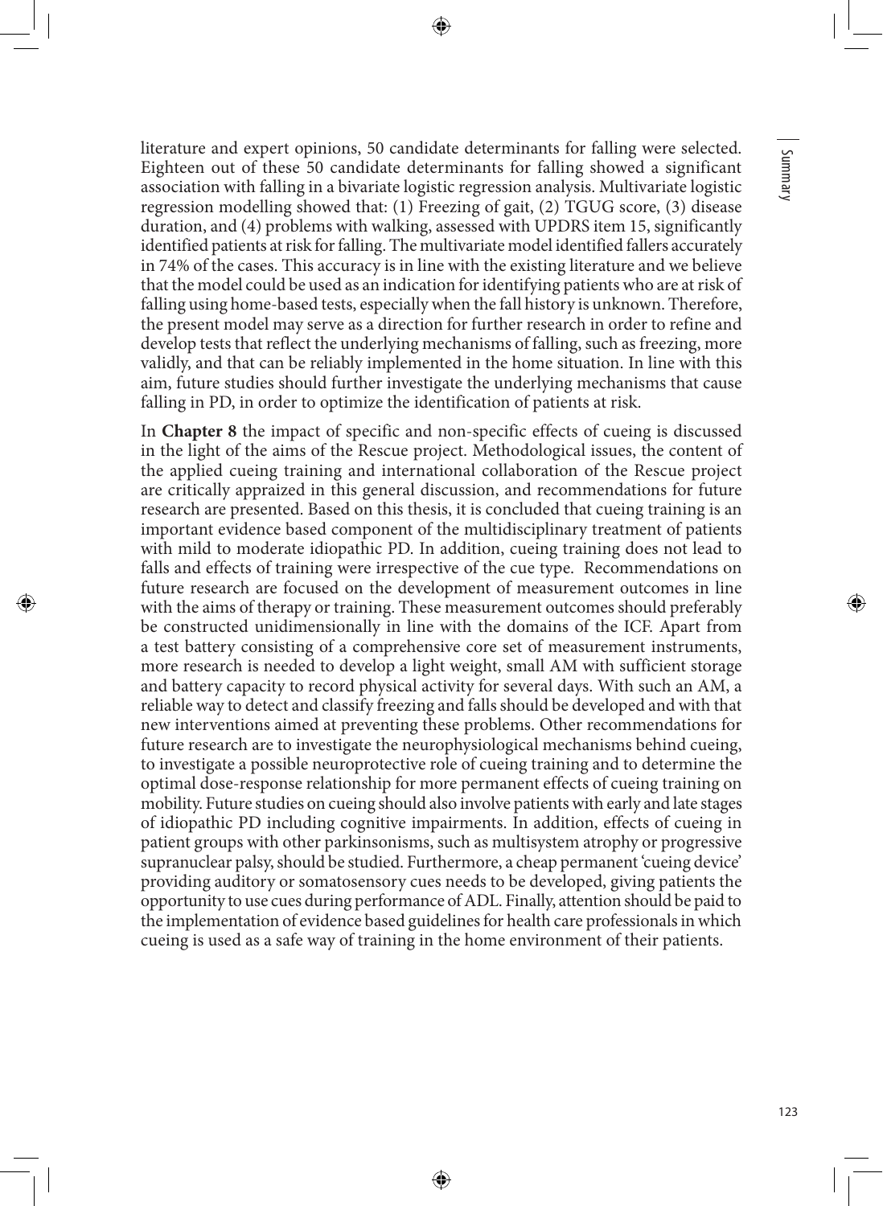literature and expert opinions, 50 candidate determinants for falling were selected. Eighteen out of these 50 candidate determinants for falling showed a significant association with falling in a bivariate logistic regression analysis. Multivariate logistic regression modelling showed that: (1) Freezing of gait, (2) TGUG score, (3) disease duration, and (4) problems with walking, assessed with UPDRS item 15, significantly identified patients at risk for falling. The multivariate model identified fallers accurately in 74% of the cases. This accuracy is in line with the existing literature and we believe that the model could be used as an indication for identifying patients who are at risk of falling using home-based tests, especially when the fall history is unknown. Therefore, the present model may serve as a direction for further research in order to refine and develop tests that reflect the underlying mechanisms of falling, such as freezing, more validly, and that can be reliably implemented in the home situation. In line with this aim, future studies should further investigate the underlying mechanisms that cause falling in PD, in order to optimize the identification of patients at risk.

In **Chapter 8** the impact of specific and non-specific effects of cueing is discussed in the light of the aims of the Rescue project. Methodological issues, the content of the applied cueing training and international collaboration of the Rescue project are critically appraized in this general discussion, and recommendations for future research are presented. Based on this thesis, it is concluded that cueing training is an important evidence based component of the multidisciplinary treatment of patients with mild to moderate idiopathic PD. In addition, cueing training does not lead to falls and effects of training were irrespective of the cue type. Recommendations on future research are focused on the development of measurement outcomes in line with the aims of therapy or training. These measurement outcomes should preferably be constructed unidimensionally in line with the domains of the ICF. Apart from a test battery consisting of a comprehensive core set of measurement instruments, more research is needed to develop a light weight, small AM with sufficient storage and battery capacity to record physical activity for several days. With such an AM, a reliable way to detect and classify freezing and falls should be developed and with that new interventions aimed at preventing these problems. Other recommendations for future research are to investigate the neurophysiological mechanisms behind cueing, to investigate a possible neuroprotective role of cueing training and to determine the optimal dose-response relationship for more permanent effects of cueing training on mobility. Future studies on cueing should also involve patients with early and late stages of idiopathic PD including cognitive impairments. In addition, effects of cueing in patient groups with other parkinsonisms, such as multisystem atrophy or progressive supranuclear palsy, should be studied. Furthermore, a cheap permanent 'cueing device' providing auditory or somatosensory cues needs to be developed, giving patients the opportunity to use cues during performance of ADL. Finally, attention should be paid to the implementation of evidence based guidelines for health care professionals in which cueing is used as a safe way of training in the home environment of their patients.